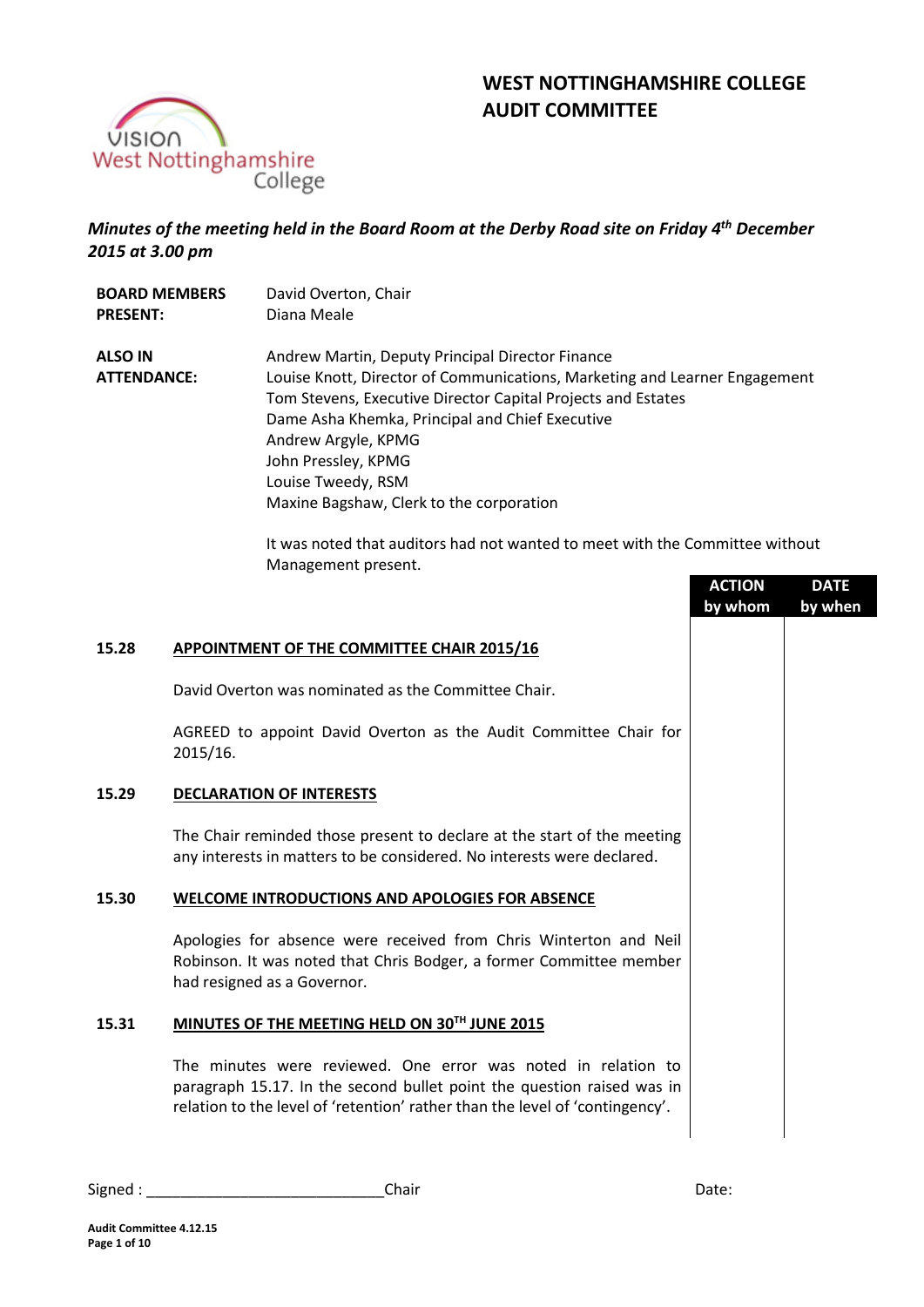# WEST NOTTINGHAMSHIRE COLLEGE
# AUDIT COMMITTEE

***Minutes of the meeting held in the Board Room at the Derby Road site on Friday 4th December 2015 at 3.00 pm***

| | |
|---|---|
| **BOARD MEMBERS PRESENT:** | David Overton, Chair<br>Diana Meale |
| **ALSO IN ATTENDANCE:** | Andrew Martin, Deputy Principal Director Finance<br>Louise Knott, Director of Communications, Marketing and Learner Engagement<br>Tom Stevens, Executive Director Capital Projects and Estates<br>Dame Asha Khemka, Principal and Chief Executive<br>Andrew Argyle, KPMG<br>John Pressley, KPMG<br>Louise Tweedy, RSM<br>Maxine Bagshaw, Clerk to the corporation |

It was noted that auditors had not wanted to meet with the Committee without Management present.

| | | ACTION by whom | DATE by when |
|---|---|---|---|
| **15.28** | **APPOINTMENT OF THE COMMITTEE CHAIR 2015/16** | | |
| | David Overton was nominated as the Committee Chair. | | |
| | AGREED to appoint David Overton as the Audit Committee Chair for 2015/16. | | |
| **15.29** | **DECLARATION OF INTERESTS** | | |
| | The Chair reminded those present to declare at the start of the meeting any interests in matters to be considered. No interests were declared. | | |
| **15.30** | **WELCOME INTRODUCTIONS AND APOLOGIES FOR ABSENCE** | | |
| | Apologies for absence were received from Chris Winterton and Neil Robinson. It was noted that Chris Bodger, a former Committee member had resigned as a Governor. | | |
| **15.31** | **MINUTES OF THE MEETING HELD ON 30TH JUNE 2015** | | |
| | The minutes were reviewed. One error was noted in relation to paragraph 15.17. In the second bullet point the question raised was in relation to the level of 'retention' rather than the level of 'contingency'. | | |

Signed : ____________________________Chair Date: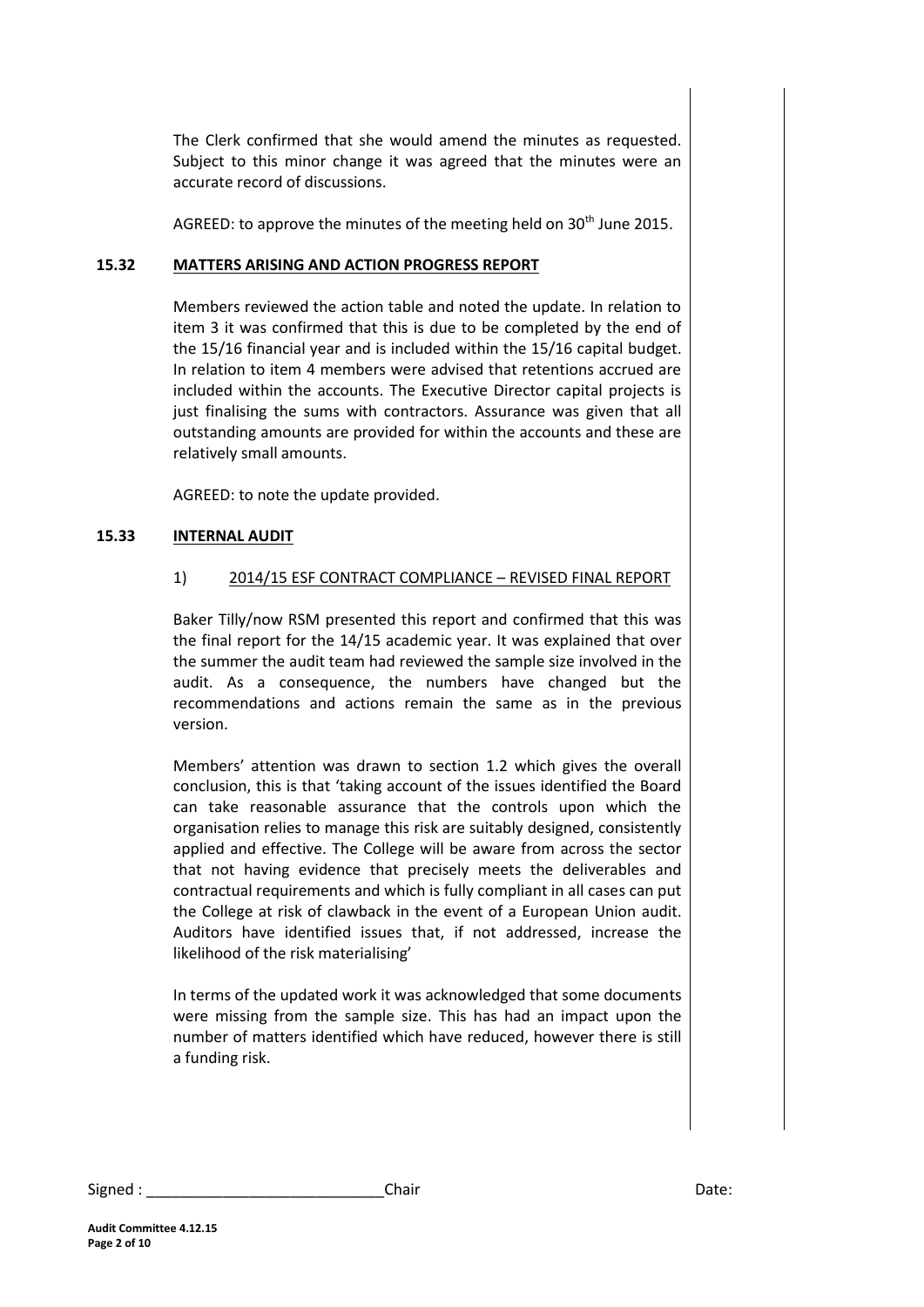The Clerk confirmed that she would amend the minutes as requested. Subject to this minor change it was agreed that the minutes were an accurate record of discussions.

AGREED: to approve the minutes of the meeting held on 30th June 2015.

## 15.32 MATTERS ARISING AND ACTION PROGRESS REPORT

Members reviewed the action table and noted the update. In relation to item 3 it was confirmed that this is due to be completed by the end of the 15/16 financial year and is included within the 15/16 capital budget. In relation to item 4 members were advised that retentions accrued are included within the accounts. The Executive Director capital projects is just finalising the sums with contractors. Assurance was given that all outstanding amounts are provided for within the accounts and these are relatively small amounts.

AGREED: to note the update provided.

## 15.33 INTERNAL AUDIT

### 1) 2014/15 ESF CONTRACT COMPLIANCE – REVISED FINAL REPORT

Baker Tilly/now RSM presented this report and confirmed that this was the final report for the 14/15 academic year. It was explained that over the summer the audit team had reviewed the sample size involved in the audit. As a consequence, the numbers have changed but the recommendations and actions remain the same as in the previous version.

Members' attention was drawn to section 1.2 which gives the overall conclusion, this is that 'taking account of the issues identified the Board can take reasonable assurance that the controls upon which the organisation relies to manage this risk are suitably designed, consistently applied and effective. The College will be aware from across the sector that not having evidence that precisely meets the deliverables and contractual requirements and which is fully compliant in all cases can put the College at risk of clawback in the event of a European Union audit. Auditors have identified issues that, if not addressed, increase the likelihood of the risk materialising'

In terms of the updated work it was acknowledged that some documents were missing from the sample size. This has had an impact upon the number of matters identified which have reduced, however there is still a funding risk.

Signed : ____________________________Chair Date: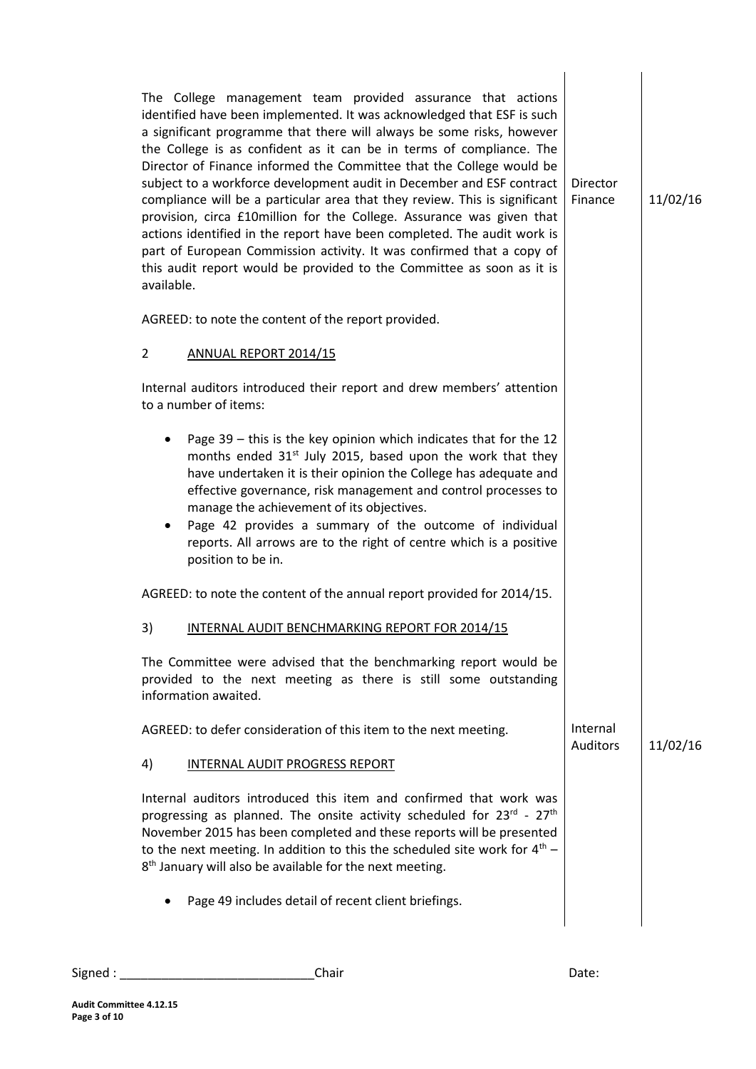The College management team provided assurance that actions identified have been implemented. It was acknowledged that ESF is such a significant programme that there will always be some risks, however the College is as confident as it can be in terms of compliance. The Director of Finance informed the Committee that the College would be subject to a workforce development audit in December and ESF contract compliance will be a particular area that they review. This is significant provision, circa £10million for the College. Assurance was given that actions identified in the report have been completed. The audit work is part of European Commission activity. It was confirmed that a copy of this audit report would be provided to the Committee as soon as it is available. | Director Finance | 11/02/16

AGREED: to note the content of the report provided.

2 ANNUAL REPORT 2014/15

Internal auditors introduced their report and drew members' attention to a number of items:

- Page 39 – this is the key opinion which indicates that for the 12 months ended 31st July 2015, based upon the work that they have undertaken it is their opinion the College has adequate and effective governance, risk management and control processes to manage the achievement of its objectives.
- Page 42 provides a summary of the outcome of individual reports. All arrows are to the right of centre which is a positive position to be in.

AGREED: to note the content of the annual report provided for 2014/15.

3) INTERNAL AUDIT BENCHMARKING REPORT FOR 2014/15

The Committee were advised that the benchmarking report would be provided to the next meeting as there is still some outstanding information awaited.

AGREED: to defer consideration of this item to the next meeting. | Internal Auditors | 11/02/16

4) INTERNAL AUDIT PROGRESS REPORT

Internal auditors introduced this item and confirmed that work was progressing as planned. The onsite activity scheduled for 23rd - 27th November 2015 has been completed and these reports will be presented to the next meeting. In addition to this the scheduled site work for 4th – 8th January will also be available for the next meeting.

- Page 49 includes detail of recent client briefings.

Signed : ___________________________Chair Date: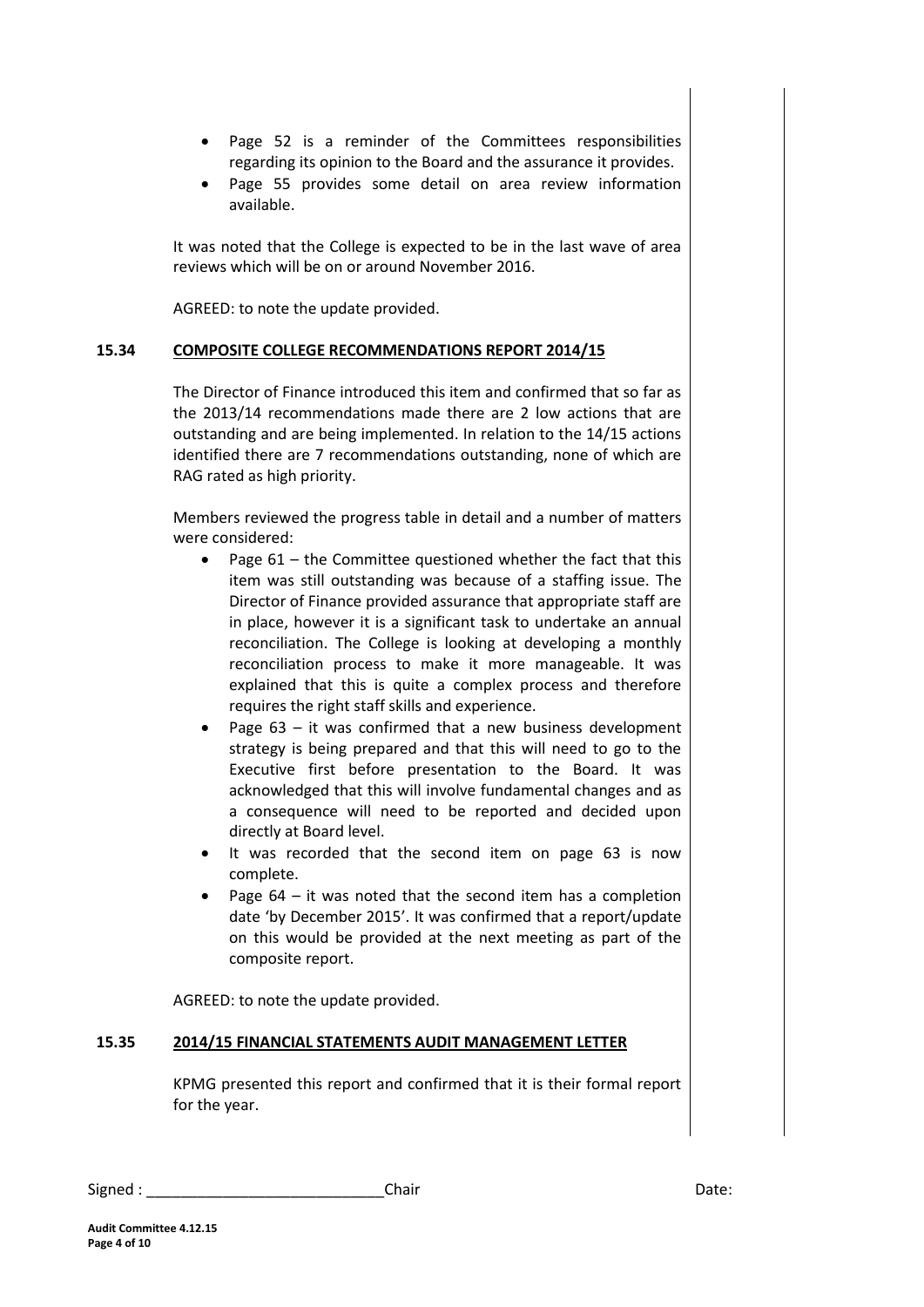- Page 52 is a reminder of the Committees responsibilities regarding its opinion to the Board and the assurance it provides.
- Page 55 provides some detail on area review information available.

It was noted that the College is expected to be in the last wave of area reviews which will be on or around November 2016.

AGREED: to note the update provided.

## 15.34 COMPOSITE COLLEGE RECOMMENDATIONS REPORT 2014/15

The Director of Finance introduced this item and confirmed that so far as the 2013/14 recommendations made there are 2 low actions that are outstanding and are being implemented. In relation to the 14/15 actions identified there are 7 recommendations outstanding, none of which are RAG rated as high priority.

Members reviewed the progress table in detail and a number of matters were considered:

- Page 61 – the Committee questioned whether the fact that this item was still outstanding was because of a staffing issue. The Director of Finance provided assurance that appropriate staff are in place, however it is a significant task to undertake an annual reconciliation. The College is looking at developing a monthly reconciliation process to make it more manageable. It was explained that this is quite a complex process and therefore requires the right staff skills and experience.
- Page 63 – it was confirmed that a new business development strategy is being prepared and that this will need to go to the Executive first before presentation to the Board. It was acknowledged that this will involve fundamental changes and as a consequence will need to be reported and decided upon directly at Board level.
- It was recorded that the second item on page 63 is now complete.
- Page 64 – it was noted that the second item has a completion date 'by December 2015'. It was confirmed that a report/update on this would be provided at the next meeting as part of the composite report.

AGREED: to note the update provided.

## 15.35 2014/15 FINANCIAL STATEMENTS AUDIT MANAGEMENT LETTER

KPMG presented this report and confirmed that it is their formal report for the year.

Signed : ____________________________Chair Date: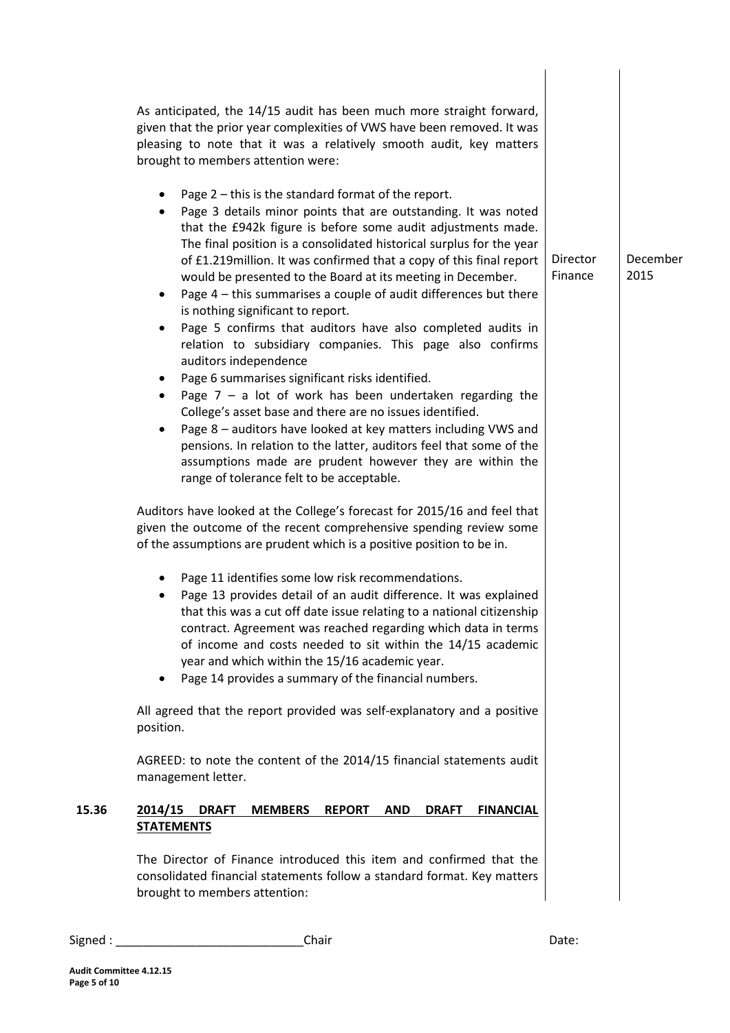As anticipated, the 14/15 audit has been much more straight forward, given that the prior year complexities of VWS have been removed. It was pleasing to note that it was a relatively smooth audit, key matters brought to members attention were:

- Page 2 – this is the standard format of the report.
- Page 3 details minor points that are outstanding. It was noted that the £942k figure is before some audit adjustments made. The final position is a consolidated historical surplus for the year of £1.219million. It was confirmed that a copy of this final report would be presented to the Board at its meeting in December. — **Director Finance** — **December 2015**
- Page 4 – this summarises a couple of audit differences but there is nothing significant to report.
- Page 5 confirms that auditors have also completed audits in relation to subsidiary companies. This page also confirms auditors independence
- Page 6 summarises significant risks identified.
- Page 7 – a lot of work has been undertaken regarding the College's asset base and there are no issues identified.
- Page 8 – auditors have looked at key matters including VWS and pensions. In relation to the latter, auditors feel that some of the assumptions made are prudent however they are within the range of tolerance felt to be acceptable.

Auditors have looked at the College's forecast for 2015/16 and feel that given the outcome of the recent comprehensive spending review some of the assumptions are prudent which is a positive position to be in.

- Page 11 identifies some low risk recommendations.
- Page 13 provides detail of an audit difference. It was explained that this was a cut off date issue relating to a national citizenship contract. Agreement was reached regarding which data in terms of income and costs needed to sit within the 14/15 academic year and which within the 15/16 academic year.
- Page 14 provides a summary of the financial numbers.

All agreed that the report provided was self-explanatory and a positive position.

AGREED: to note the content of the 2014/15 financial statements audit management letter.

**15.36 <u>2014/15 DRAFT MEMBERS REPORT AND DRAFT FINANCIAL STATEMENTS</u>**

The Director of Finance introduced this item and confirmed that the consolidated financial statements follow a standard format. Key matters brought to members attention:

Signed : ____________________________Chair                                                                                     Date: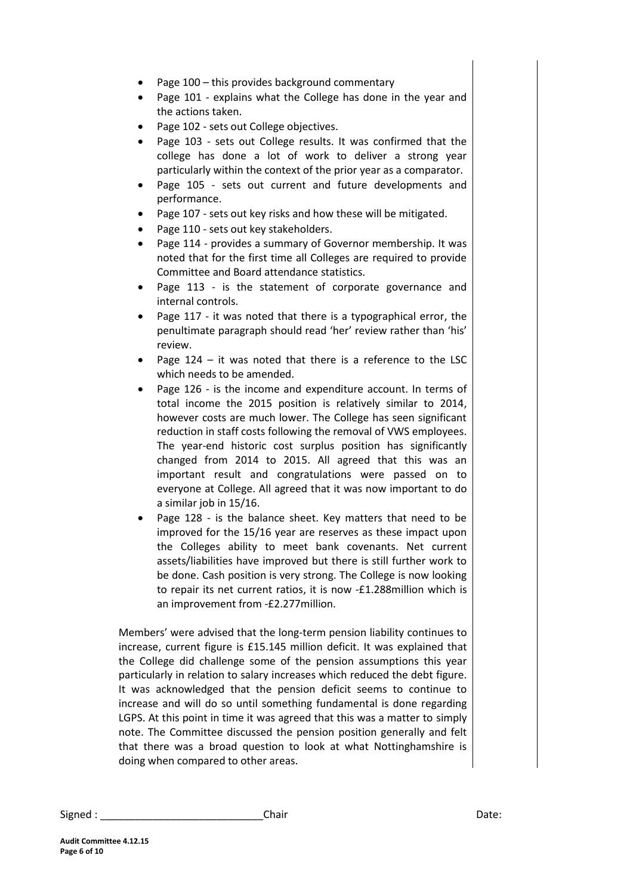- Page 100 – this provides background commentary
- Page 101 - explains what the College has done in the year and the actions taken.
- Page 102 - sets out College objectives.
- Page 103 - sets out College results. It was confirmed that the college has done a lot of work to deliver a strong year particularly within the context of the prior year as a comparator.
- Page 105 - sets out current and future developments and performance.
- Page 107 - sets out key risks and how these will be mitigated.
- Page 110 - sets out key stakeholders.
- Page 114 - provides a summary of Governor membership. It was noted that for the first time all Colleges are required to provide Committee and Board attendance statistics.
- Page 113 - is the statement of corporate governance and internal controls.
- Page 117 - it was noted that there is a typographical error, the penultimate paragraph should read 'her' review rather than 'his' review.
- Page 124 – it was noted that there is a reference to the LSC which needs to be amended.
- Page 126 - is the income and expenditure account. In terms of total income the 2015 position is relatively similar to 2014, however costs are much lower. The College has seen significant reduction in staff costs following the removal of VWS employees. The year-end historic cost surplus position has significantly changed from 2014 to 2015. All agreed that this was an important result and congratulations were passed on to everyone at College. All agreed that it was now important to do a similar job in 15/16.
- Page 128 - is the balance sheet. Key matters that need to be improved for the 15/16 year are reserves as these impact upon the Colleges ability to meet bank covenants. Net current assets/liabilities have improved but there is still further work to be done. Cash position is very strong. The College is now looking to repair its net current ratios, it is now -£1.288million which is an improvement from -£2.277million.

Members' were advised that the long-term pension liability continues to increase, current figure is £15.145 million deficit. It was explained that the College did challenge some of the pension assumptions this year particularly in relation to salary increases which reduced the debt figure. It was acknowledged that the pension deficit seems to continue to increase and will do so until something fundamental is done regarding LGPS. At this point in time it was agreed that this was a matter to simply note. The Committee discussed the pension position generally and felt that there was a broad question to look at what Nottinghamshire is doing when compared to other areas.

Signed : ____________________________Chair Date: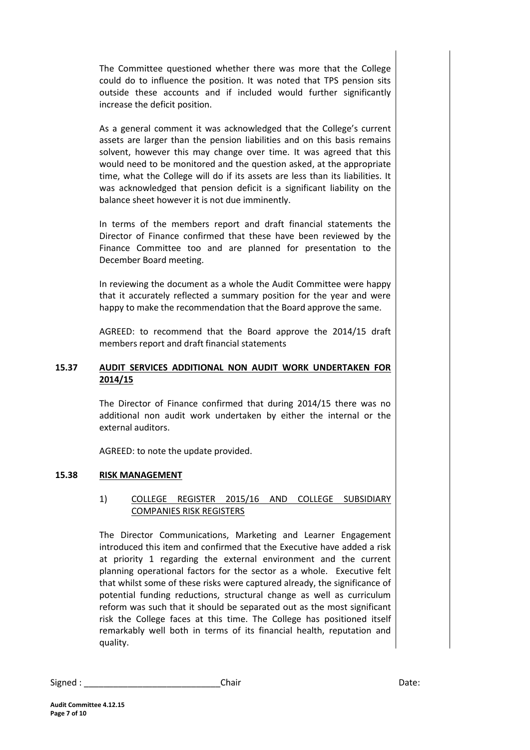The Committee questioned whether there was more that the College could do to influence the position. It was noted that TPS pension sits outside these accounts and if included would further significantly increase the deficit position.

As a general comment it was acknowledged that the College's current assets are larger than the pension liabilities and on this basis remains solvent, however this may change over time. It was agreed that this would need to be monitored and the question asked, at the appropriate time, what the College will do if its assets are less than its liabilities. It was acknowledged that pension deficit is a significant liability on the balance sheet however it is not due imminently.

In terms of the members report and draft financial statements the Director of Finance confirmed that these have been reviewed by the Finance Committee too and are planned for presentation to the December Board meeting.

In reviewing the document as a whole the Audit Committee were happy that it accurately reflected a summary position for the year and were happy to make the recommendation that the Board approve the same.

AGREED: to recommend that the Board approve the 2014/15 draft members report and draft financial statements

## 15.37 AUDIT SERVICES ADDITIONAL NON AUDIT WORK UNDERTAKEN FOR 2014/15

The Director of Finance confirmed that during 2014/15 there was no additional non audit work undertaken by either the internal or the external auditors.

AGREED: to note the update provided.

## 15.38 RISK MANAGEMENT

1) COLLEGE REGISTER 2015/16 AND COLLEGE SUBSIDIARY COMPANIES RISK REGISTERS

The Director Communications, Marketing and Learner Engagement introduced this item and confirmed that the Executive have added a risk at priority 1 regarding the external environment and the current planning operational factors for the sector as a whole. Executive felt that whilst some of these risks were captured already, the significance of potential funding reductions, structural change as well as curriculum reform was such that it should be separated out as the most significant risk the College faces at this time. The College has positioned itself remarkably well both in terms of its financial health, reputation and quality.

Signed : ____________________________Chair Date: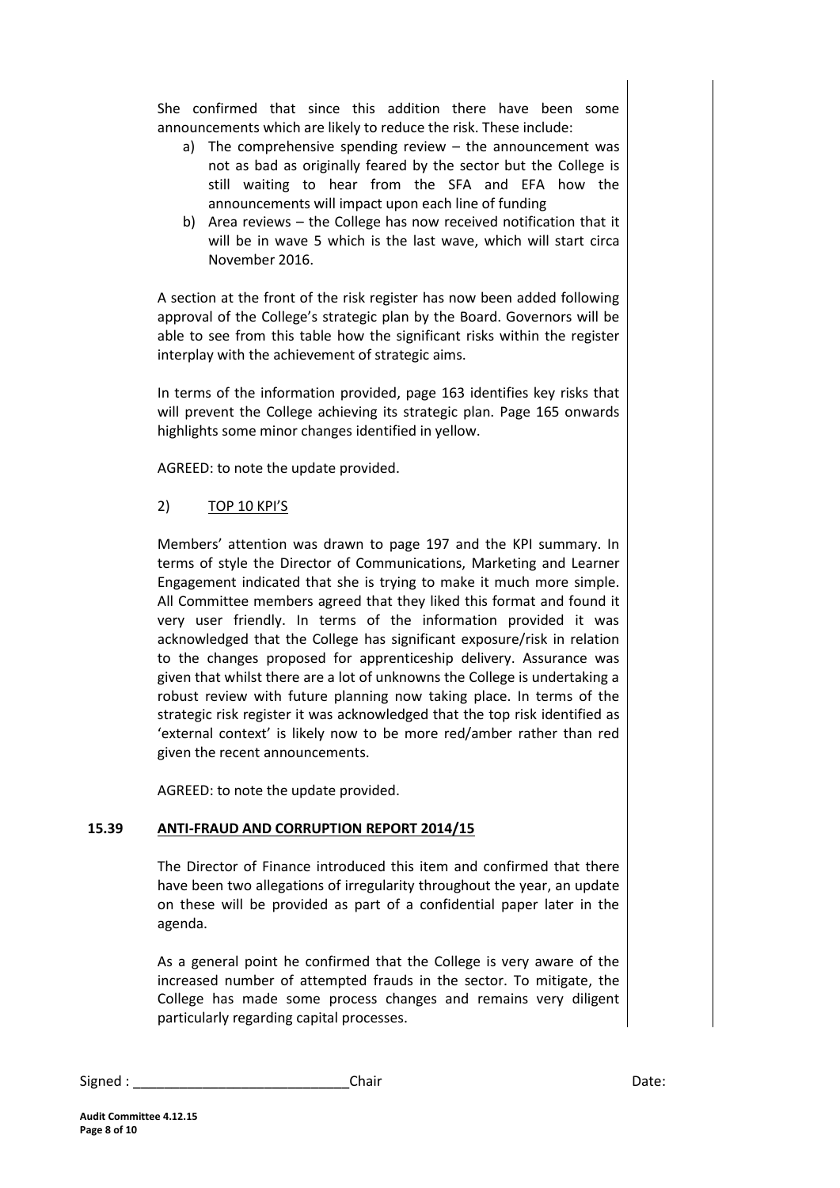She confirmed that since this addition there have been some announcements which are likely to reduce the risk. These include:

a) The comprehensive spending review – the announcement was not as bad as originally feared by the sector but the College is still waiting to hear from the SFA and EFA how the announcements will impact upon each line of funding
b) Area reviews – the College has now received notification that it will be in wave 5 which is the last wave, which will start circa November 2016.

A section at the front of the risk register has now been added following approval of the College's strategic plan by the Board. Governors will be able to see from this table how the significant risks within the register interplay with the achievement of strategic aims.

In terms of the information provided, page 163 identifies key risks that will prevent the College achieving its strategic plan. Page 165 onwards highlights some minor changes identified in yellow.

AGREED: to note the update provided.

2) TOP 10 KPI'S

Members' attention was drawn to page 197 and the KPI summary. In terms of style the Director of Communications, Marketing and Learner Engagement indicated that she is trying to make it much more simple. All Committee members agreed that they liked this format and found it very user friendly. In terms of the information provided it was acknowledged that the College has significant exposure/risk in relation to the changes proposed for apprenticeship delivery. Assurance was given that whilst there are a lot of unknowns the College is undertaking a robust review with future planning now taking place. In terms of the strategic risk register it was acknowledged that the top risk identified as 'external context' is likely now to be more red/amber rather than red given the recent announcements.

AGREED: to note the update provided.

## 15.39 ANTI-FRAUD AND CORRUPTION REPORT 2014/15

The Director of Finance introduced this item and confirmed that there have been two allegations of irregularity throughout the year, an update on these will be provided as part of a confidential paper later in the agenda.

As a general point he confirmed that the College is very aware of the increased number of attempted frauds in the sector. To mitigate, the College has made some process changes and remains very diligent particularly regarding capital processes.

Signed : ____________________________Chair Date: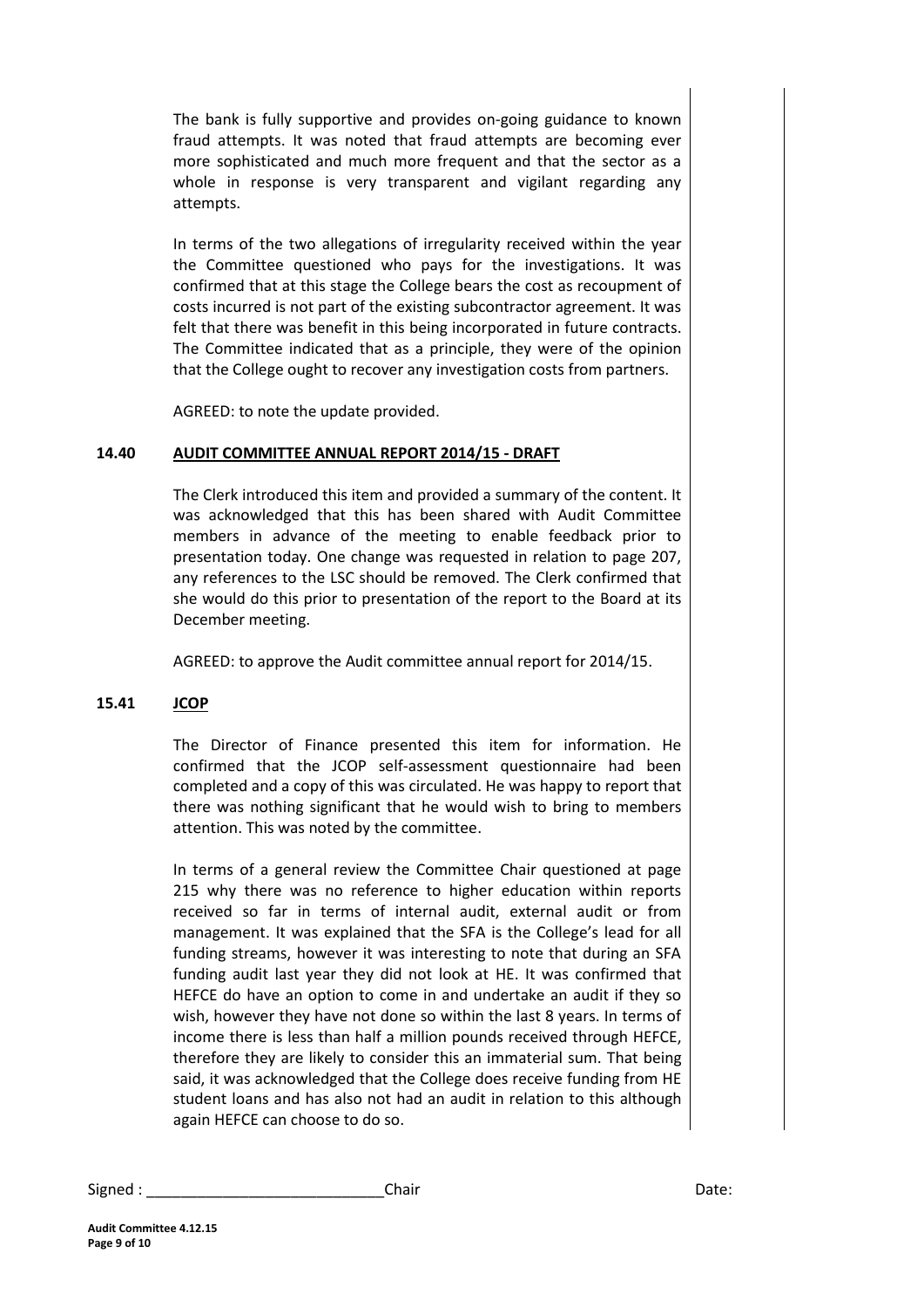The bank is fully supportive and provides on-going guidance to known fraud attempts. It was noted that fraud attempts are becoming ever more sophisticated and much more frequent and that the sector as a whole in response is very transparent and vigilant regarding any attempts.

In terms of the two allegations of irregularity received within the year the Committee questioned who pays for the investigations. It was confirmed that at this stage the College bears the cost as recoupment of costs incurred is not part of the existing subcontractor agreement. It was felt that there was benefit in this being incorporated in future contracts. The Committee indicated that as a principle, they were of the opinion that the College ought to recover any investigation costs from partners.

AGREED: to note the update provided.

## 14.40 AUDIT COMMITTEE ANNUAL REPORT 2014/15 - DRAFT

The Clerk introduced this item and provided a summary of the content. It was acknowledged that this has been shared with Audit Committee members in advance of the meeting to enable feedback prior to presentation today. One change was requested in relation to page 207, any references to the LSC should be removed. The Clerk confirmed that she would do this prior to presentation of the report to the Board at its December meeting.

AGREED: to approve the Audit committee annual report for 2014/15.

## 15.41 JCOP

The Director of Finance presented this item for information. He confirmed that the JCOP self-assessment questionnaire had been completed and a copy of this was circulated. He was happy to report that there was nothing significant that he would wish to bring to members attention. This was noted by the committee.

In terms of a general review the Committee Chair questioned at page 215 why there was no reference to higher education within reports received so far in terms of internal audit, external audit or from management. It was explained that the SFA is the College's lead for all funding streams, however it was interesting to note that during an SFA funding audit last year they did not look at HE. It was confirmed that HEFCE do have an option to come in and undertake an audit if they so wish, however they have not done so within the last 8 years. In terms of income there is less than half a million pounds received through HEFCE, therefore they are likely to consider this an immaterial sum. That being said, it was acknowledged that the College does receive funding from HE student loans and has also not had an audit in relation to this although again HEFCE can choose to do so.

Signed : ____________________________Chair Date: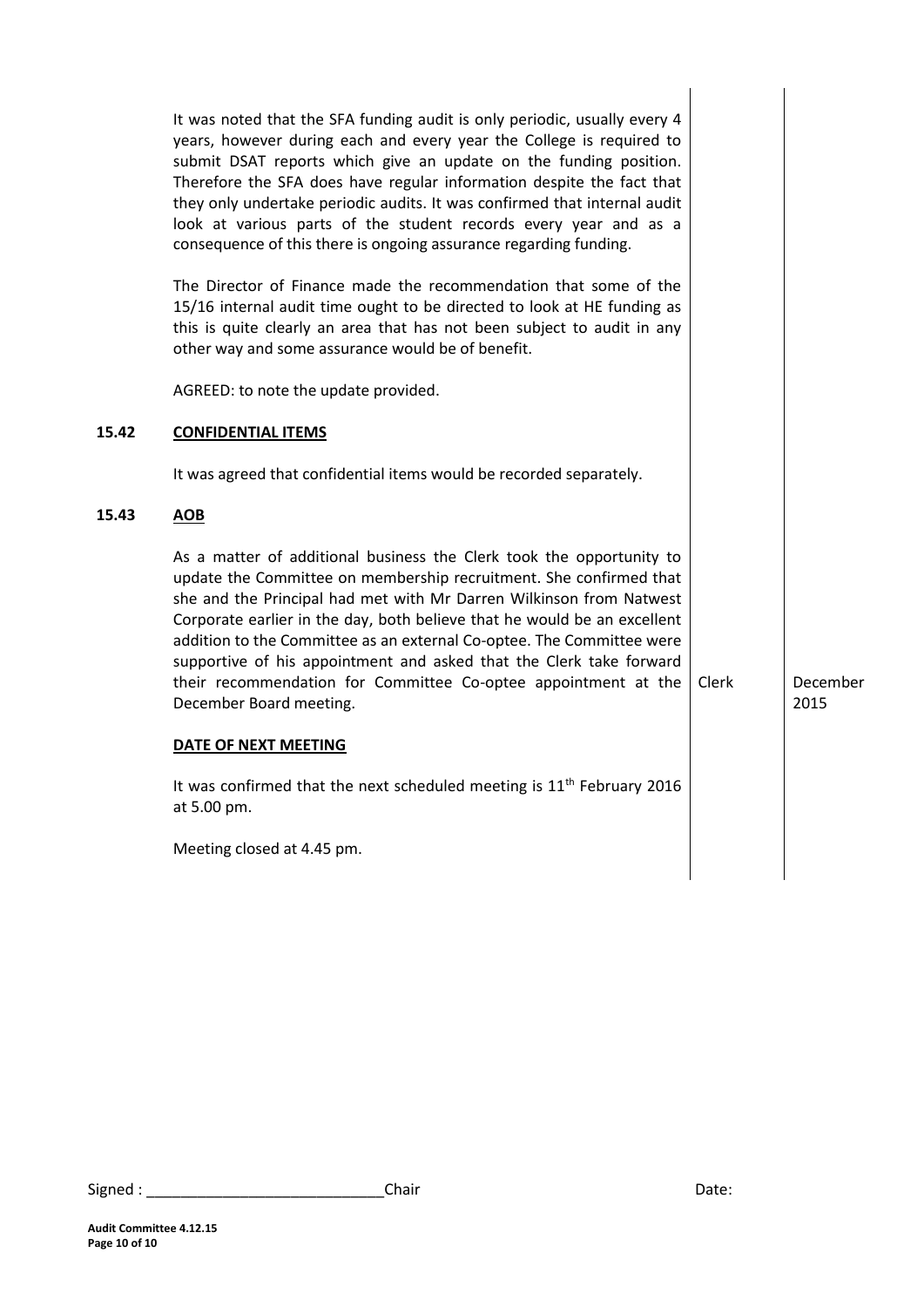It was noted that the SFA funding audit is only periodic, usually every 4 years, however during each and every year the College is required to submit DSAT reports which give an update on the funding position. Therefore the SFA does have regular information despite the fact that they only undertake periodic audits. It was confirmed that internal audit look at various parts of the student records every year and as a consequence of this there is ongoing assurance regarding funding.

The Director of Finance made the recommendation that some of the 15/16 internal audit time ought to be directed to look at HE funding as this is quite clearly an area that has not been subject to audit in any other way and some assurance would be of benefit.

AGREED: to note the update provided.

**15.42 CONFIDENTIAL ITEMS**

It was agreed that confidential items would be recorded separately.

**15.43 AOB**

As a matter of additional business the Clerk took the opportunity to update the Committee on membership recruitment. She confirmed that she and the Principal had met with Mr Darren Wilkinson from Natwest Corporate earlier in the day, both believe that he would be an excellent addition to the Committee as an external Co-optee. The Committee were supportive of his appointment and asked that the Clerk take forward their recommendation for Committee Co-optee appointment at the December Board meeting. — **Clerk** — **December 2015**

**DATE OF NEXT MEETING**

It was confirmed that the next scheduled meeting is 11th February 2016 at 5.00 pm.

Meeting closed at 4.45 pm.

Signed : ____________________________Chair Date: